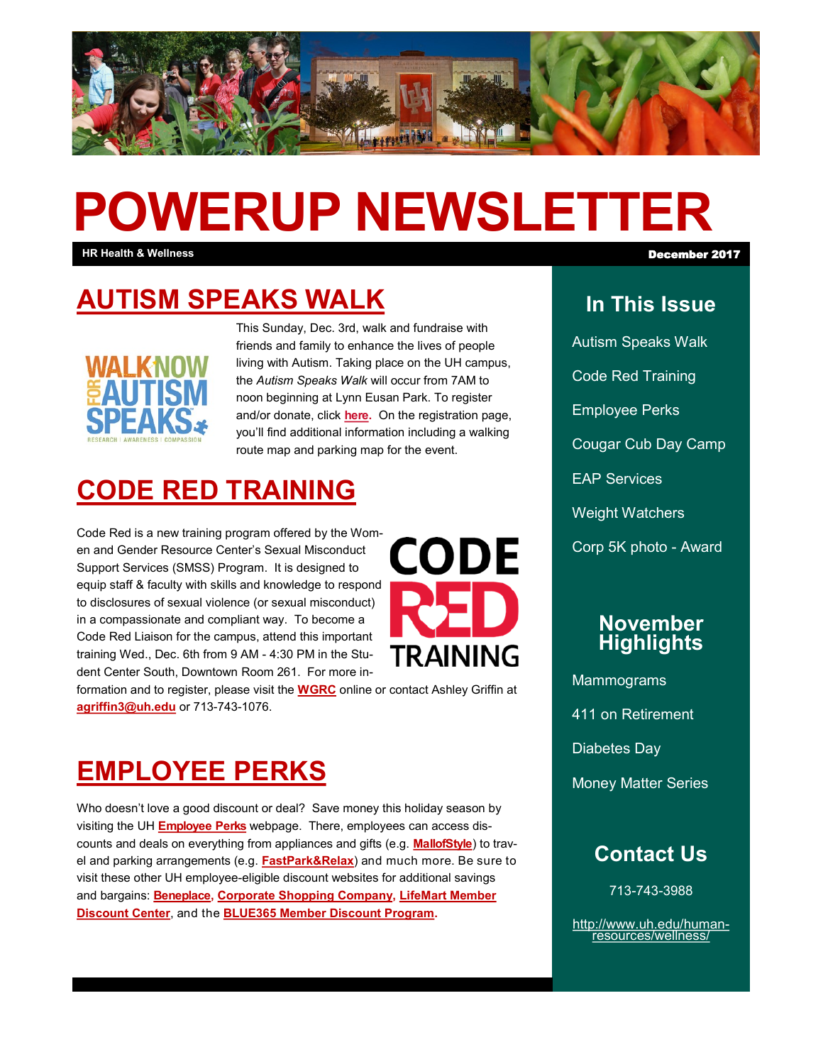# POWERUP NEWSLETTER

**HR Health & Wellness** — **December 2017**

## AUTISM SPEAKS WALK

This Sunday, Dec. 3rd, walk and fundraise with friends and family to enhance the lives of people living with Autism. Taking place on the UH campus, the *Autism Speaks Walk* will occur from 7AM to noon beginning at Lynn Eusan Park. To register and/or donate, click **here**. On the registration page, you'll find additional information including a walking route map and parking map for the event.

## CODE RED TRAINING

Code Red is a new training program offered by the Women and Gender Resource Center's Sexual Misconduct Support Services (SMSS) Program. It is designed to equip staff & faculty with skills and knowledge to respond to disclosures of sexual violence (or sexual misconduct) in a compassionate and compliant way. To become a Code Red Liaison for the campus, attend this important training Wed., Dec. 6th from 9 AM - 4:30 PM in the Student Center South, Downtown Room 261. For more information and to register, please visit the **WGRC** online or contact Ashley Griffin at **agriffin3@uh.edu** or 713-743-1076.

## EMPLOYEE PERKS

Who doesn't love a good discount or deal? Save money this holiday season by visiting the UH **Employee Perks** webpage. There, employees can access discounts and deals on everything from appliances and gifts (e.g. **MallofStyle**) to travel and parking arrangements (e.g. **FastPark&Relax**) and much more. Be sure to visit these other UH employee-eligible discount websites for additional savings and bargains: **Beneplace**, **Corporate Shopping Company**, **LifeMart Member Discount Center**, and the **BLUE365 Member Discount Program**.

## In This Issue

- Autism Speaks Walk
- Code Red Training
- Employee Perks
- Cougar Cub Day Camp
- EAP Services
- Weight Watchers
- Corp 5K photo - Award

## November Highlights

- Mammograms
- 411 on Retirement
- Diabetes Day
- Money Matter Series

## Contact Us

713-743-3988

http://www.uh.edu/human-resources/wellness/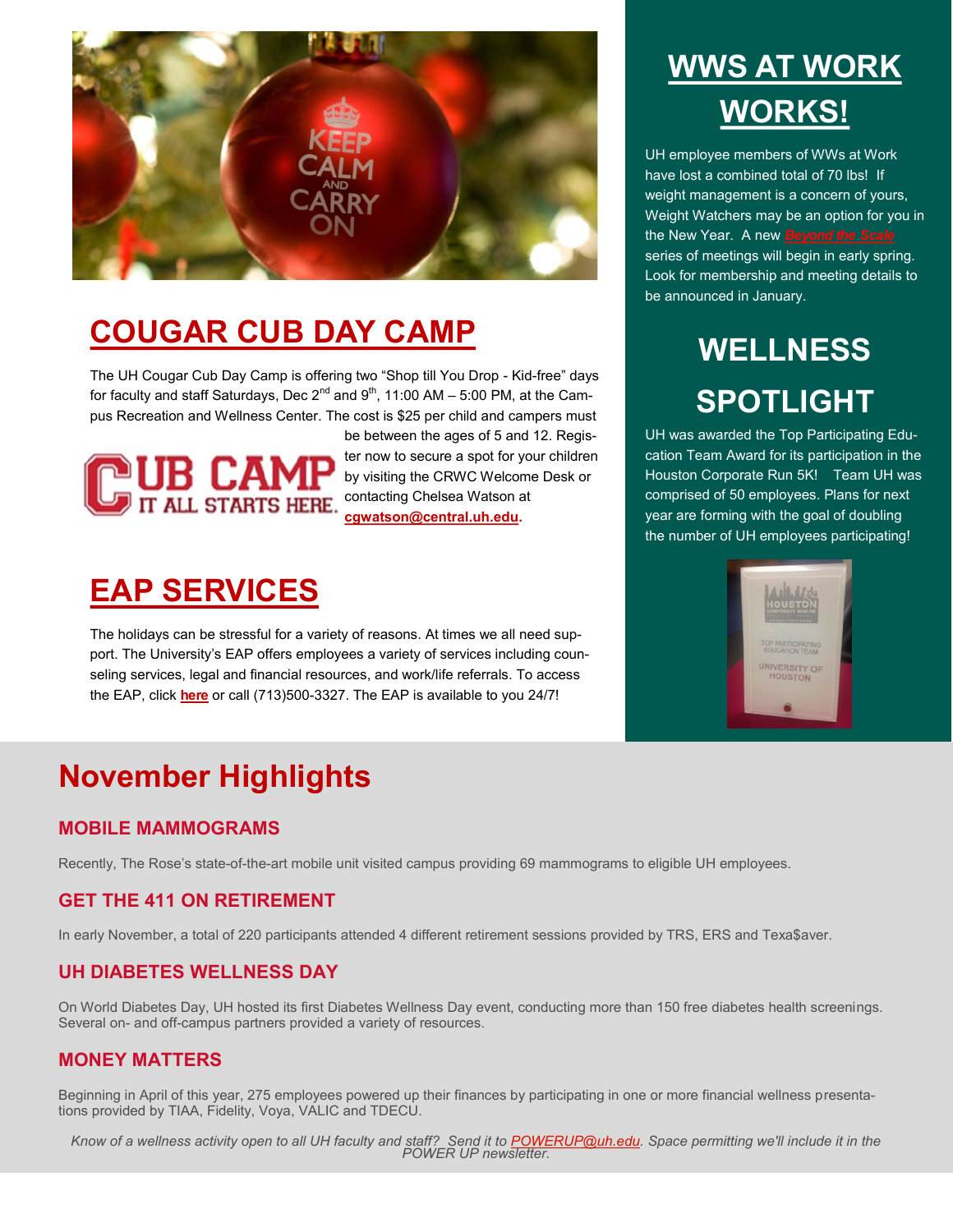## COUGAR CUB DAY CAMP

The UH Cougar Cub Day Camp is offering two "Shop till You Drop - Kid-free" days for faculty and staff Saturdays, Dec 2nd and 9th, 11:00 AM – 5:00 PM, at the Campus Recreation and Wellness Center. The cost is $25 per child and campers must be between the ages of 5 and 12. Register now to secure a spot for your children by visiting the CRWC Welcome Desk or contacting Chelsea Watson at **cgwatson@central.uh.edu**.

## EAP SERVICES

The holidays can be stressful for a variety of reasons. At times we all need support. The University's EAP offers employees a variety of services including counseling services, legal and financial resources, and work/life referrals. To access the EAP, click **here** or call (713)500-3327. The EAP is available to you 24/7!

## WWS AT WORK WORKS!

UH employee members of WWs at Work have lost a combined total of 70 lbs! If weight management is a concern of yours, Weight Watchers may be an option for you in the New Year. A new ***Beyond the Scale*** series of meetings will begin in early spring. Look for membership and meeting details to be announced in January.

## WELLNESS SPOTLIGHT

UH was awarded the Top Participating Education Team Award for its participation in the Houston Corporate Run 5K! Team UH was comprised of 50 employees. Plans for next year are forming with the goal of doubling the number of UH employees participating!

# November Highlights

### MOBILE MAMMOGRAMS

Recently, The Rose's state-of-the-art mobile unit visited campus providing 69 mammograms to eligible UH employees.

### GET THE 411 ON RETIREMENT

In early November, a total of 220 participants attended 4 different retirement sessions provided by TRS, ERS and Texa$aver.

### UH DIABETES WELLNESS DAY

On World Diabetes Day, UH hosted its first Diabetes Wellness Day event, conducting more than 150 free diabetes health screenings. Several on- and off-campus partners provided a variety of resources.

### MONEY MATTERS

Beginning in April of this year, 275 employees powered up their finances by participating in one or more financial wellness presentations provided by TIAA, Fidelity, Voya, VALIC and TDECU.

*Know of a wellness activity open to all UH faculty and staff? Send it to POWERUP@uh.edu. Space permitting we'll include it in the POWER UP newsletter.*